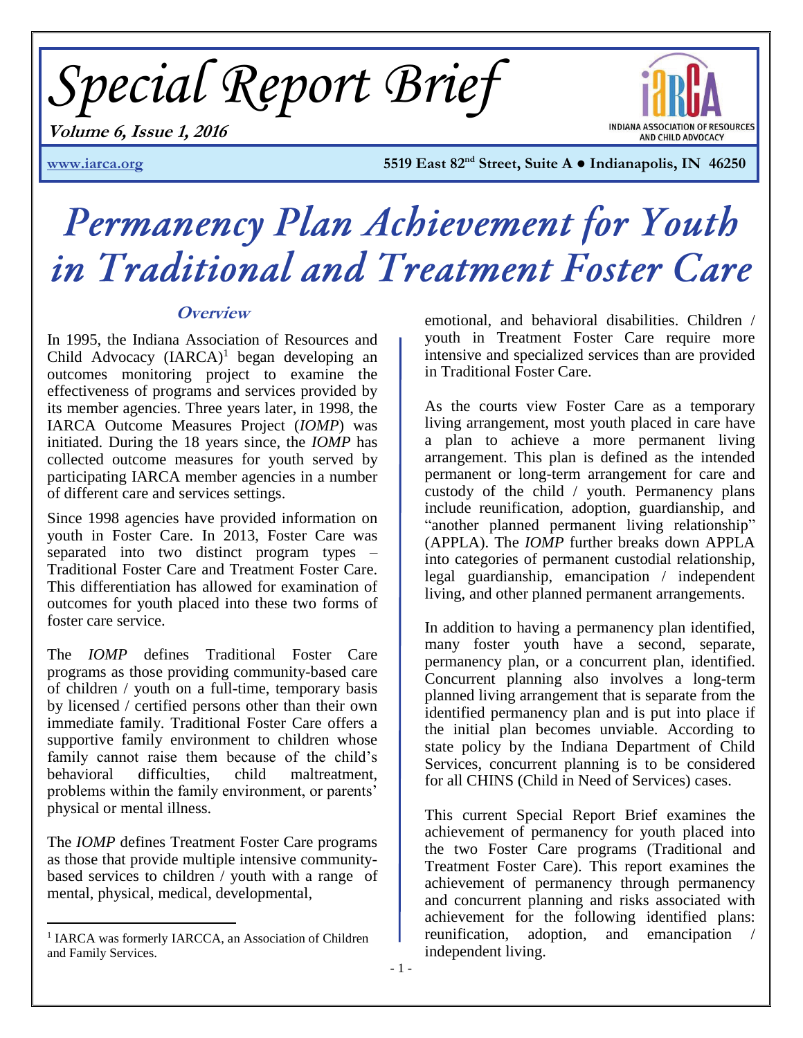# Special Report Brief

**Volume 6, Issue 1, 2016**

INDIANA ASSOCIATION OF RESOURCES AND CHILD ADVOCACY

www.iarca.org 5519 East 82nd Street, Suite A ● Indianapolis, IN 46250

# Permanency Plan Achievement for Youth in Traditional and Treatment Foster Care

## Overview

In 1995, the Indiana Association of Resources and Child Advocacy (IARCA)[1] began developing an outcomes monitoring project to examine the effectiveness of programs and services provided by its member agencies. Three years later, in 1998, the IARCA Outcome Measures Project (*IOMP*) was initiated. During the 18 years since, the *IOMP* has collected outcome measures for youth served by participating IARCA member agencies in a number of different care and services settings.

Since 1998 agencies have provided information on youth in Foster Care. In 2013, Foster Care was separated into two distinct program types – Traditional Foster Care and Treatment Foster Care. This differentiation has allowed for examination of outcomes for youth placed into these two forms of foster care service.

The *IOMP* defines Traditional Foster Care programs as those providing community-based care of children / youth on a full-time, temporary basis by licensed / certified persons other than their own immediate family. Traditional Foster Care offers a supportive family environment to children whose family cannot raise them because of the child's behavioral difficulties, child maltreatment, problems within the family environment, or parents' physical or mental illness.

The *IOMP* defines Treatment Foster Care programs as those that provide multiple intensive community-based services to children / youth with a range of mental, physical, medical, developmental, emotional, and behavioral disabilities. Children / youth in Treatment Foster Care require more intensive and specialized services than are provided in Traditional Foster Care.

As the courts view Foster Care as a temporary living arrangement, most youth placed in care have a plan to achieve a more permanent living arrangement. This plan is defined as the intended permanent or long-term arrangement for care and custody of the child / youth. Permanency plans include reunification, adoption, guardianship, and "another planned permanent living relationship" (APPLA). The *IOMP* further breaks down APPLA into categories of permanent custodial relationship, legal guardianship, emancipation / independent living, and other planned permanent arrangements.

In addition to having a permanency plan identified, many foster youth have a second, separate, permanency plan, or a concurrent plan, identified. Concurrent planning also involves a long-term planned living arrangement that is separate from the identified permanency plan and is put into place if the initial plan becomes unviable. According to state policy by the Indiana Department of Child Services, concurrent planning is to be considered for all CHINS (Child in Need of Services) cases.

This current Special Report Brief examines the achievement of permanency for youth placed into the two Foster Care programs (Traditional and Treatment Foster Care). This report examines the achievement of permanency through permanency and concurrent planning and risks associated with achievement for the following identified plans: reunification, adoption, and emancipation / independent living.

[1] IARCA was formerly IARCCA, an Association of Children and Family Services.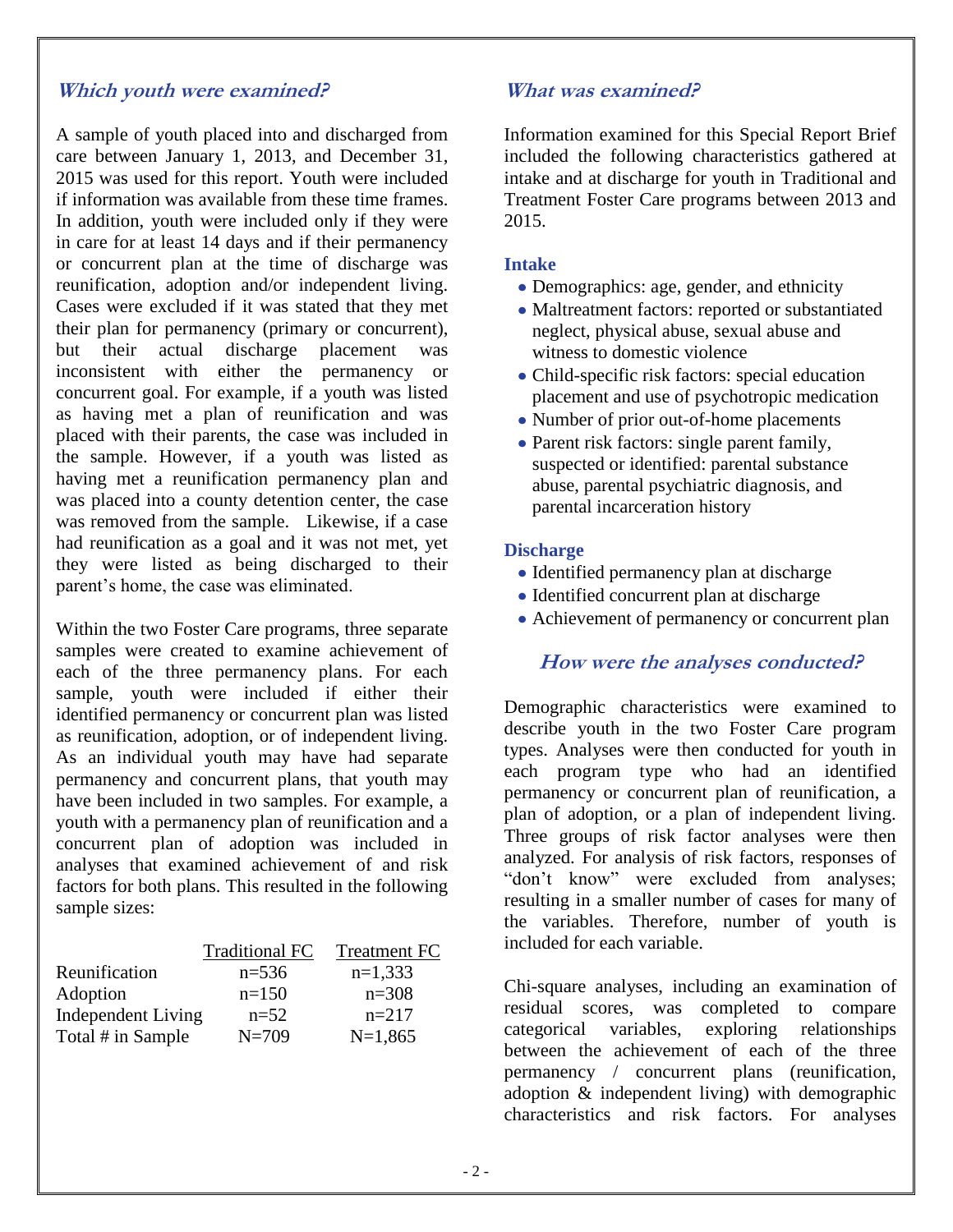## Which youth were examined?

A sample of youth placed into and discharged from care between January 1, 2013, and December 31, 2015 was used for this report. Youth were included if information was available from these time frames. In addition, youth were included only if they were in care for at least 14 days and if their permanency or concurrent plan at the time of discharge was reunification, adoption and/or independent living. Cases were excluded if it was stated that they met their plan for permanency (primary or concurrent), but their actual discharge placement was inconsistent with either the permanency or concurrent goal. For example, if a youth was listed as having met a plan of reunification and was placed with their parents, the case was included in the sample. However, if a youth was listed as having met a reunification permanency plan and was placed into a county detention center, the case was removed from the sample. Likewise, if a case had reunification as a goal and it was not met, yet they were listed as being discharged to their parent's home, the case was eliminated.

Within the two Foster Care programs, three separate samples were created to examine achievement of each of the three permanency plans. For each sample, youth were included if either their identified permanency or concurrent plan was listed as reunification, adoption, or of independent living. As an individual youth may have had separate permanency and concurrent plans, that youth may have been included in two samples. For example, a youth with a permanency plan of reunification and a concurrent plan of adoption was included in analyses that examined achievement of and risk factors for both plans. This resulted in the following sample sizes:

| | Traditional FC | Treatment FC |
|---|---|---|
| Reunification | n=536 | n=1,333 |
| Adoption | n=150 | n=308 |
| Independent Living | n=52 | n=217 |
| Total # in Sample | N=709 | N=1,865 |

## What was examined?

Information examined for this Special Report Brief included the following characteristics gathered at intake and at discharge for youth in Traditional and Treatment Foster Care programs between 2013 and 2015.

### Intake

- Demographics: age, gender, and ethnicity
- Maltreatment factors: reported or substantiated neglect, physical abuse, sexual abuse and witness to domestic violence
- Child-specific risk factors: special education placement and use of psychotropic medication
- Number of prior out-of-home placements
- Parent risk factors: single parent family, suspected or identified: parental substance abuse, parental psychiatric diagnosis, and parental incarceration history

### Discharge

- Identified permanency plan at discharge
- Identified concurrent plan at discharge
- Achievement of permanency or concurrent plan

## How were the analyses conducted?

Demographic characteristics were examined to describe youth in the two Foster Care program types. Analyses were then conducted for youth in each program type who had an identified permanency or concurrent plan of reunification, a plan of adoption, or a plan of independent living. Three groups of risk factor analyses were then analyzed. For analysis of risk factors, responses of "don't know" were excluded from analyses; resulting in a smaller number of cases for many of the variables. Therefore, number of youth is included for each variable.

Chi-square analyses, including an examination of residual scores, was completed to compare categorical variables, exploring relationships between the achievement of each of the three permanency / concurrent plans (reunification, adoption & independent living) with demographic characteristics and risk factors. For analyses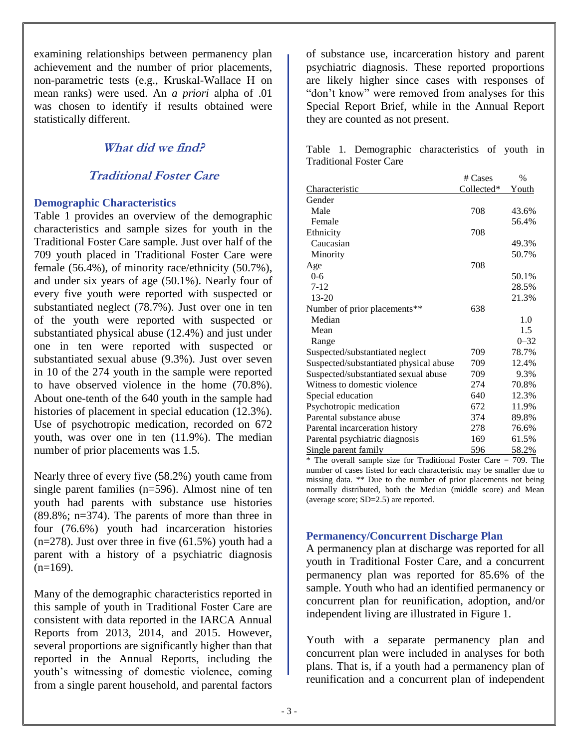examining relationships between permanency plan achievement and the number of prior placements, non-parametric tests (e.g., Kruskal-Wallace H on mean ranks) were used. An *a priori* alpha of .01 was chosen to identify if results obtained were statistically different.

## What did we find?

## Traditional Foster Care

### Demographic Characteristics

Table 1 provides an overview of the demographic characteristics and sample sizes for youth in the Traditional Foster Care sample. Just over half of the 709 youth placed in Traditional Foster Care were female (56.4%), of minority race/ethnicity (50.7%), and under six years of age (50.1%). Nearly four of every five youth were reported with suspected or substantiated neglect (78.7%). Just over one in ten of the youth were reported with suspected or substantiated physical abuse (12.4%) and just under one in ten were reported with suspected or substantiated sexual abuse (9.3%). Just over seven in 10 of the 274 youth in the sample were reported to have observed violence in the home (70.8%). About one-tenth of the 640 youth in the sample had histories of placement in special education (12.3%). Use of psychotropic medication, recorded on 672 youth, was over one in ten (11.9%). The median number of prior placements was 1.5.

Nearly three of every five (58.2%) youth came from single parent families (n=596). Almost nine of ten youth had parents with substance use histories (89.8%; n=374). The parents of more than three in four (76.6%) youth had incarceration histories (n=278). Just over three in five (61.5%) youth had a parent with a history of a psychiatric diagnosis (n=169).

Many of the demographic characteristics reported in this sample of youth in Traditional Foster Care are consistent with data reported in the IARCA Annual Reports from 2013, 2014, and 2015. However, several proportions are significantly higher than that reported in the Annual Reports, including the youth's witnessing of domestic violence, coming from a single parent household, and parental factors of substance use, incarceration history and parent psychiatric diagnosis. These reported proportions are likely higher since cases with responses of "don't know" were removed from analyses for this Special Report Brief, while in the Annual Report they are counted as not present.

Table 1. Demographic characteristics of youth in Traditional Foster Care

| Characteristic | # Cases Collected* | % Youth |
|---|---|---|
| Gender | | |
| Male | 708 | 43.6% |
| Female | | 56.4% |
| Ethnicity | 708 | |
| Caucasian | | 49.3% |
| Minority | | 50.7% |
| Age | 708 | |
| 0-6 | | 50.1% |
| 7-12 | | 28.5% |
| 13-20 | | 21.3% |
| Number of prior placements** | 638 | |
| Median | | 1.0 |
| Mean | | 1.5 |
| Range | | 0–32 |
| Suspected/substantiated neglect | 709 | 78.7% |
| Suspected/substantiated physical abuse | 709 | 12.4% |
| Suspected/substantiated sexual abuse | 709 | 9.3% |
| Witness to domestic violence | 274 | 70.8% |
| Special education | 640 | 12.3% |
| Psychotropic medication | 672 | 11.9% |
| Parental substance abuse | 374 | 89.8% |
| Parental incarceration history | 278 | 76.6% |
| Parental psychiatric diagnosis | 169 | 61.5% |
| Single parent family | 596 | 58.2% |

\* The overall sample size for Traditional Foster Care = 709. The number of cases listed for each characteristic may be smaller due to missing data. ** Due to the number of prior placements not being normally distributed, both the Median (middle score) and Mean (average score; SD=2.5) are reported.

### Permanency/Concurrent Discharge Plan

A permanency plan at discharge was reported for all youth in Traditional Foster Care, and a concurrent permanency plan was reported for 85.6% of the sample. Youth who had an identified permanency or concurrent plan for reunification, adoption, and/or independent living are illustrated in Figure 1.

Youth with a separate permanency plan and concurrent plan were included in analyses for both plans. That is, if a youth had a permanency plan of reunification and a concurrent plan of independent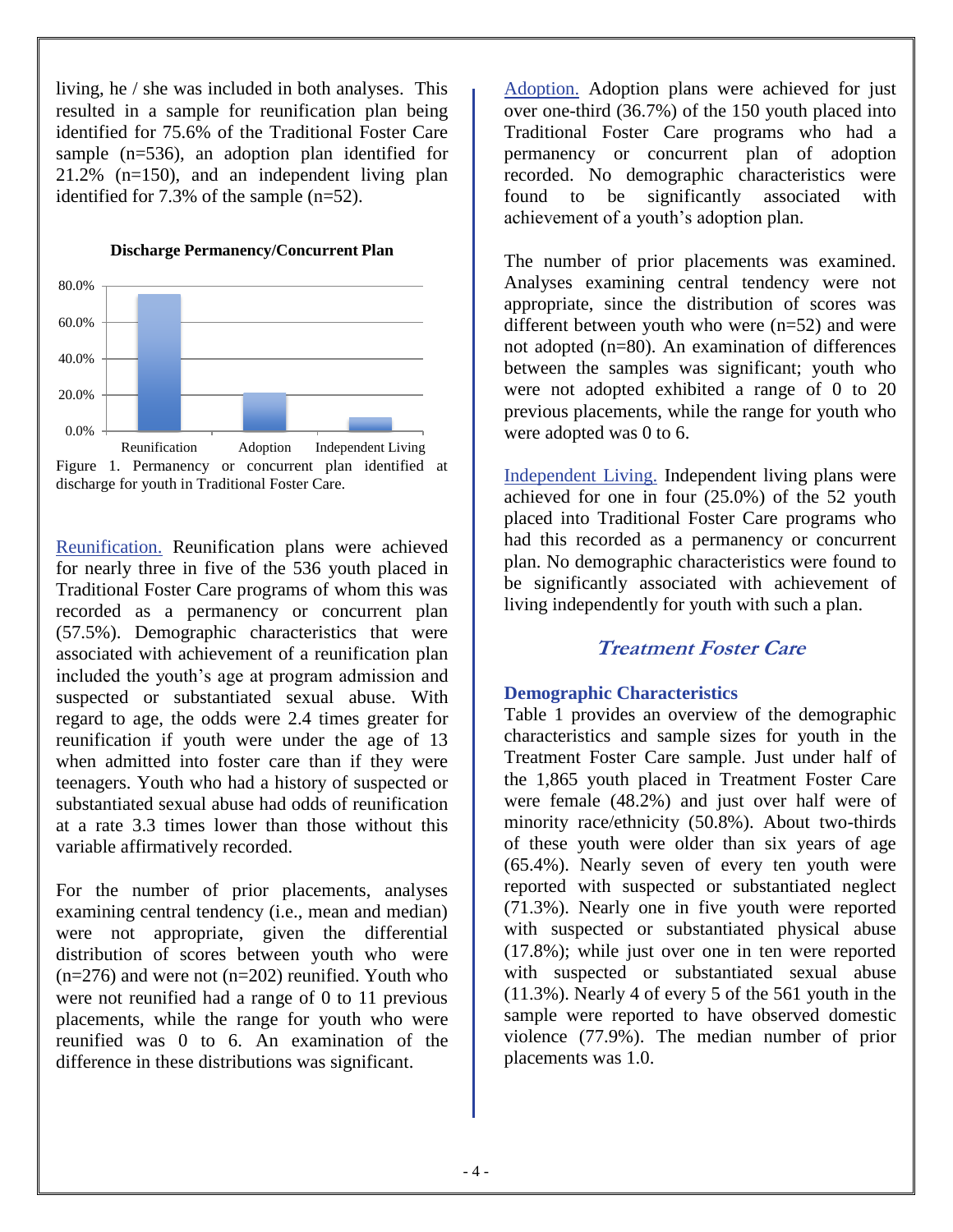living, he / she was included in both analyses. This resulted in a sample for reunification plan being identified for 75.6% of the Traditional Foster Care sample (n=536), an adoption plan identified for 21.2% (n=150), and an independent living plan identified for 7.3% of the sample (n=52).

**Discharge Permanency/Concurrent Plan**

| Plan | Percent |
|---|---|
| Reunification | 75.6% |
| Adoption | 21.2% |
| Independent Living | 7.3% |

Figure 1. Permanency or concurrent plan identified at discharge for youth in Traditional Foster Care.

Reunification. Reunification plans were achieved for nearly three in five of the 536 youth placed in Traditional Foster Care programs of whom this was recorded as a permanency or concurrent plan (57.5%). Demographic characteristics that were associated with achievement of a reunification plan included the youth's age at program admission and suspected or substantiated sexual abuse. With regard to age, the odds were 2.4 times greater for reunification if youth were under the age of 13 when admitted into foster care than if they were teenagers. Youth who had a history of suspected or substantiated sexual abuse had odds of reunification at a rate 3.3 times lower than those without this variable affirmatively recorded.

For the number of prior placements, analyses examining central tendency (i.e., mean and median) were not appropriate, given the differential distribution of scores between youth who were (n=276) and were not (n=202) reunified. Youth who were not reunified had a range of 0 to 11 previous placements, while the range for youth who were reunified was 0 to 6. An examination of the difference in these distributions was significant.

Adoption. Adoption plans were achieved for just over one-third (36.7%) of the 150 youth placed into Traditional Foster Care programs who had a permanency or concurrent plan of adoption recorded. No demographic characteristics were found to be significantly associated with achievement of a youth's adoption plan.

The number of prior placements was examined. Analyses examining central tendency were not appropriate, since the distribution of scores was different between youth who were (n=52) and were not adopted (n=80). An examination of differences between the samples was significant; youth who were not adopted exhibited a range of 0 to 20 previous placements, while the range for youth who were adopted was 0 to 6.

Independent Living. Independent living plans were achieved for one in four (25.0%) of the 52 youth placed into Traditional Foster Care programs who had this recorded as a permanency or concurrent plan. No demographic characteristics were found to be significantly associated with achievement of living independently for youth with such a plan.

## Treatment Foster Care

### Demographic Characteristics

Table 1 provides an overview of the demographic characteristics and sample sizes for youth in the Treatment Foster Care sample. Just under half of the 1,865 youth placed in Treatment Foster Care were female (48.2%) and just over half were of minority race/ethnicity (50.8%). About two-thirds of these youth were older than six years of age (65.4%). Nearly seven of every ten youth were reported with suspected or substantiated neglect (71.3%). Nearly one in five youth were reported with suspected or substantiated physical abuse (17.8%); while just over one in ten were reported with suspected or substantiated sexual abuse (11.3%). Nearly 4 of every 5 of the 561 youth in the sample were reported to have observed domestic violence (77.9%). The median number of prior placements was 1.0.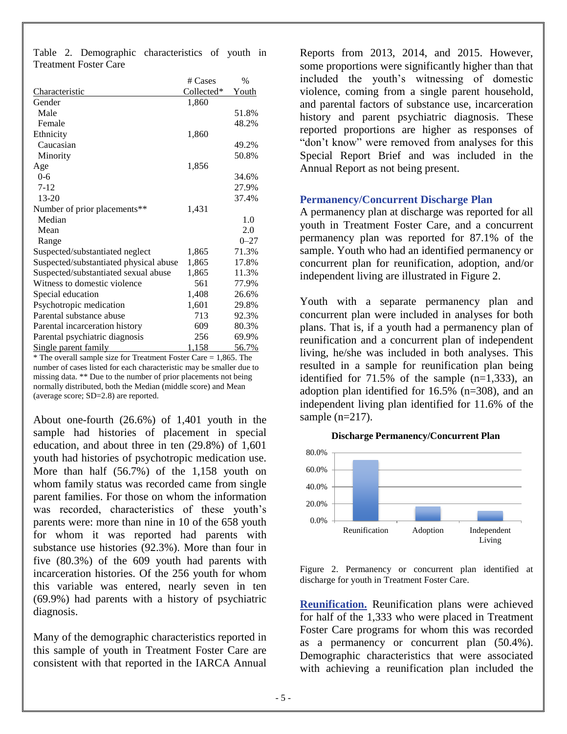Table 2. Demographic characteristics of youth in Treatment Foster Care

| Characteristic | # Cases Collected* | % Youth |
|---|---|---|
| Gender | 1,860 | |
| Male | | 51.8% |
| Female | | 48.2% |
| Ethnicity | 1,860 | |
| Caucasian | | 49.2% |
| Minority | | 50.8% |
| Age | 1,856 | |
| 0-6 | | 34.6% |
| 7-12 | | 27.9% |
| 13-20 | | 37.4% |
| Number of prior placements** | 1,431 | |
| Median | | 1.0 |
| Mean | | 2.0 |
| Range | | 0–27 |
| Suspected/substantiated neglect | 1,865 | 71.3% |
| Suspected/substantiated physical abuse | 1,865 | 17.8% |
| Suspected/substantiated sexual abuse | 1,865 | 11.3% |
| Witness to domestic violence | 561 | 77.9% |
| Special education | 1,408 | 26.6% |
| Psychotropic medication | 1,601 | 29.8% |
| Parental substance abuse | 713 | 92.3% |
| Parental incarceration history | 609 | 80.3% |
| Parental psychiatric diagnosis | 256 | 69.9% |
| Single parent family | 1,158 | 56.7% |

* The overall sample size for Treatment Foster Care = 1,865. The number of cases listed for each characteristic may be smaller due to missing data. ** Due to the number of prior placements not being normally distributed, both the Median (middle score) and Mean (average score; SD=2.8) are reported.

About one-fourth (26.6%) of 1,401 youth in the sample had histories of placement in special education, and about three in ten (29.8%) of 1,601 youth had histories of psychotropic medication use. More than half (56.7%) of the 1,158 youth on whom family status was recorded came from single parent families. For those on whom the information was recorded, characteristics of these youth's parents were: more than nine in 10 of the 658 youth for whom it was reported had parents with substance use histories (92.3%). More than four in five (80.3%) of the 609 youth had parents with incarceration histories. Of the 256 youth for whom this variable was entered, nearly seven in ten (69.9%) had parents with a history of psychiatric diagnosis.

Many of the demographic characteristics reported in this sample of youth in Treatment Foster Care are consistent with that reported in the IARCA Annual Reports from 2013, 2014, and 2015. However, some proportions were significantly higher than that included the youth's witnessing of domestic violence, coming from a single parent household, and parental factors of substance use, incarceration history and parent psychiatric diagnosis. These reported proportions are higher as responses of "don't know" were removed from analyses for this Special Report Brief and was included in the Annual Report as not being present.

## Permanency/Concurrent Discharge Plan

A permanency plan at discharge was reported for all youth in Treatment Foster Care, and a concurrent permanency plan was reported for 87.1% of the sample. Youth who had an identified permanency or concurrent plan for reunification, adoption, and/or independent living are illustrated in Figure 2.

Youth with a separate permanency plan and concurrent plan were included in analyses for both plans. That is, if a youth had a permanency plan of reunification and a concurrent plan of independent living, he/she was included in both analyses. This resulted in a sample for reunification plan being identified for 71.5% of the sample (n=1,333), an adoption plan identified for 16.5% (n=308), and an independent living plan identified for 11.6% of the sample (n=217).

**Discharge Permanency/Concurrent Plan**

| Plan | % |
|---|---|
| Reunification | 71.5% |
| Adoption | 16.5% |
| Independent Living | 11.6% |

Figure 2. Permanency or concurrent plan identified at discharge for youth in Treatment Foster Care.

**Reunification.** Reunification plans were achieved for half of the 1,333 who were placed in Treatment Foster Care programs for whom this was recorded as a permanency or concurrent plan (50.4%). Demographic characteristics that were associated with achieving a reunification plan included the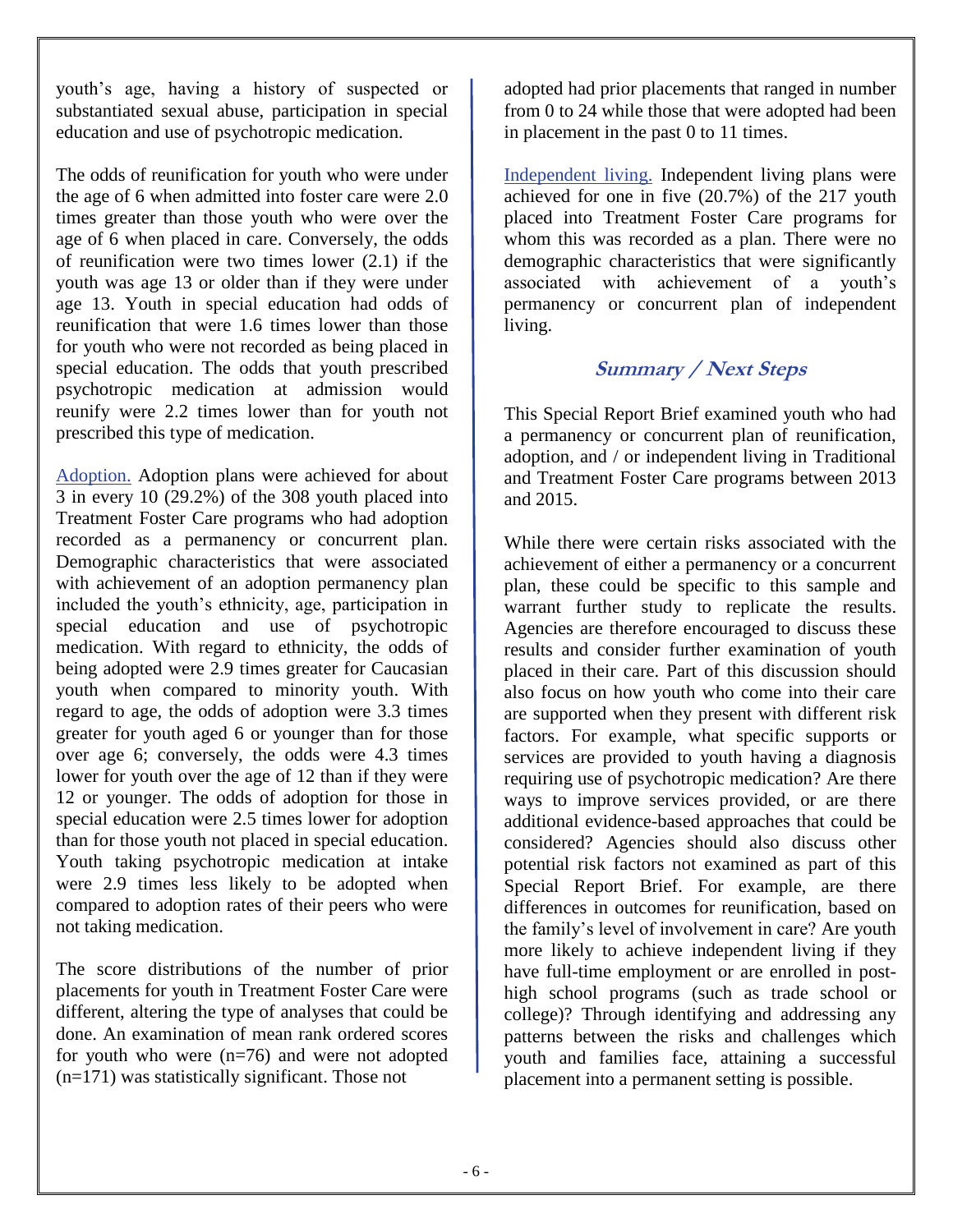youth's age, having a history of suspected or substantiated sexual abuse, participation in special education and use of psychotropic medication.

The odds of reunification for youth who were under the age of 6 when admitted into foster care were 2.0 times greater than those youth who were over the age of 6 when placed in care. Conversely, the odds of reunification were two times lower (2.1) if the youth was age 13 or older than if they were under age 13. Youth in special education had odds of reunification that were 1.6 times lower than those for youth who were not recorded as being placed in special education. The odds that youth prescribed psychotropic medication at admission would reunify were 2.2 times lower than for youth not prescribed this type of medication.

Adoption. Adoption plans were achieved for about 3 in every 10 (29.2%) of the 308 youth placed into Treatment Foster Care programs who had adoption recorded as a permanency or concurrent plan. Demographic characteristics that were associated with achievement of an adoption permanency plan included the youth's ethnicity, age, participation in special education and use of psychotropic medication. With regard to ethnicity, the odds of being adopted were 2.9 times greater for Caucasian youth when compared to minority youth. With regard to age, the odds of adoption were 3.3 times greater for youth aged 6 or younger than for those over age 6; conversely, the odds were 4.3 times lower for youth over the age of 12 than if they were 12 or younger. The odds of adoption for those in special education were 2.5 times lower for adoption than for those youth not placed in special education. Youth taking psychotropic medication at intake were 2.9 times less likely to be adopted when compared to adoption rates of their peers who were not taking medication.

The score distributions of the number of prior placements for youth in Treatment Foster Care were different, altering the type of analyses that could be done. An examination of mean rank ordered scores for youth who were (n=76) and were not adopted (n=171) was statistically significant. Those not adopted had prior placements that ranged in number from 0 to 24 while those that were adopted had been in placement in the past 0 to 11 times.

Independent living. Independent living plans were achieved for one in five (20.7%) of the 217 youth placed into Treatment Foster Care programs for whom this was recorded as a plan. There were no demographic characteristics that were significantly associated with achievement of a youth's permanency or concurrent plan of independent living.

## Summary / Next Steps

This Special Report Brief examined youth who had a permanency or concurrent plan of reunification, adoption, and / or independent living in Traditional and Treatment Foster Care programs between 2013 and 2015.

While there were certain risks associated with the achievement of either a permanency or a concurrent plan, these could be specific to this sample and warrant further study to replicate the results. Agencies are therefore encouraged to discuss these results and consider further examination of youth placed in their care. Part of this discussion should also focus on how youth who come into their care are supported when they present with different risk factors. For example, what specific supports or services are provided to youth having a diagnosis requiring use of psychotropic medication? Are there ways to improve services provided, or are there additional evidence-based approaches that could be considered? Agencies should also discuss other potential risk factors not examined as part of this Special Report Brief. For example, are there differences in outcomes for reunification, based on the family's level of involvement in care? Are youth more likely to achieve independent living if they have full-time employment or are enrolled in post-high school programs (such as trade school or college)? Through identifying and addressing any patterns between the risks and challenges which youth and families face, attaining a successful placement into a permanent setting is possible.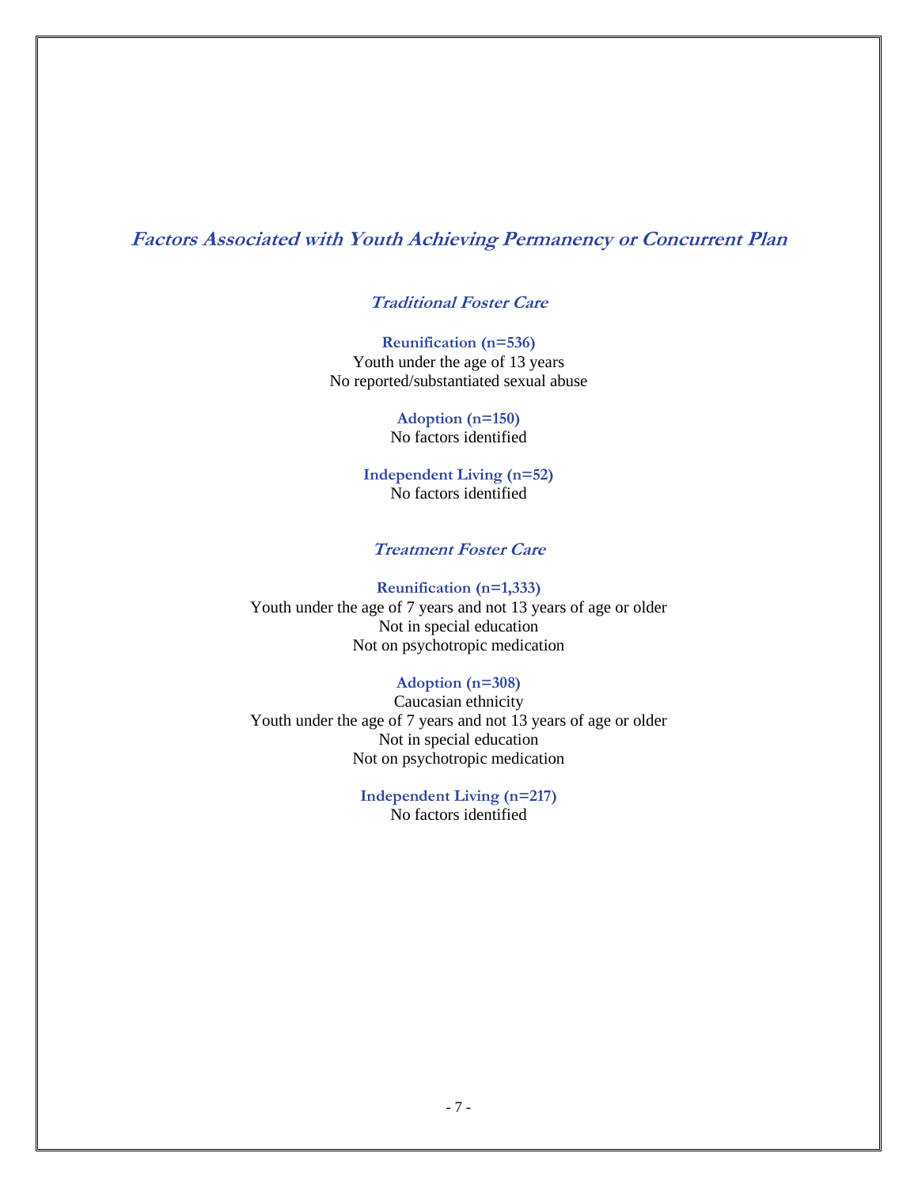## *Factors Associated with Youth Achieving Permanency or Concurrent Plan*

### *Traditional Foster Care*

**Reunification (n=536)**
Youth under the age of 13 years
No reported/substantiated sexual abuse

**Adoption (n=150)**
No factors identified

**Independent Living (n=52)**
No factors identified

### *Treatment Foster Care*

**Reunification (n=1,333)**
Youth under the age of 7 years and not 13 years of age or older
Not in special education
Not on psychotropic medication

**Adoption (n=308)**
Caucasian ethnicity
Youth under the age of 7 years and not 13 years of age or older
Not in special education
Not on psychotropic medication

**Independent Living (n=217)**
No factors identified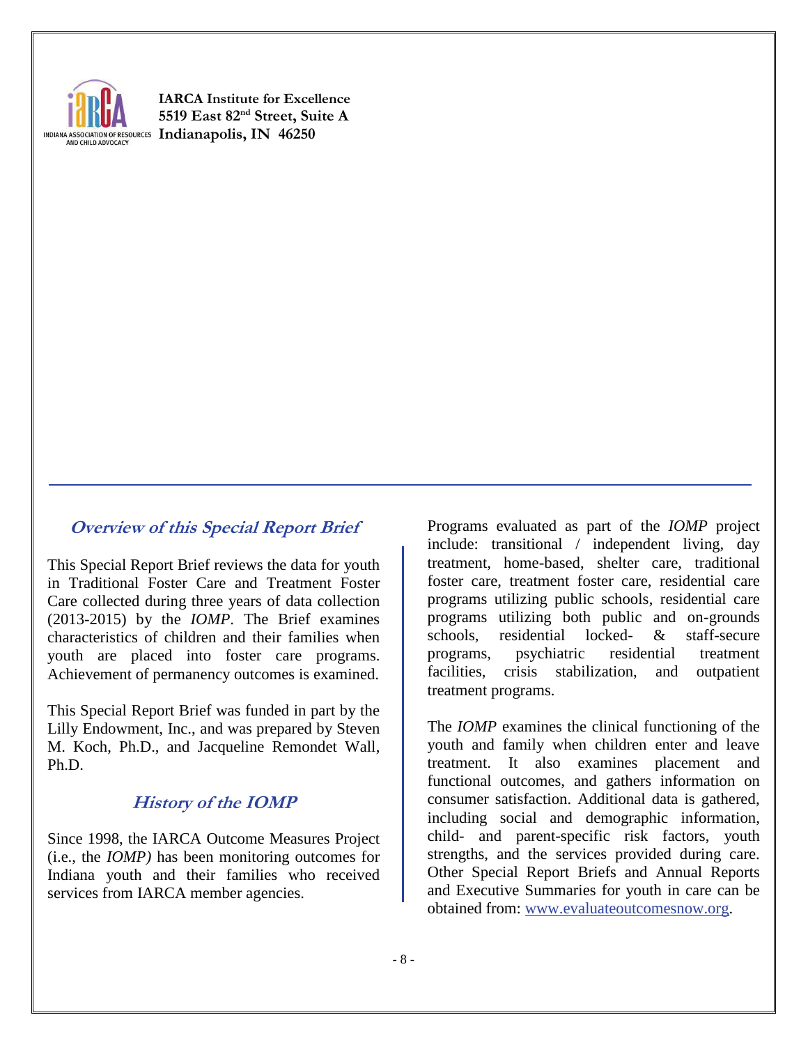**IARCA Institute for Excellence**
**5519 East 82nd Street, Suite A**
**Indianapolis, IN 46250**

## *Overview of this Special Report Brief*

This Special Report Brief reviews the data for youth in Traditional Foster Care and Treatment Foster Care collected during three years of data collection (2013-2015) by the *IOMP*. The Brief examines characteristics of children and their families when youth are placed into foster care programs. Achievement of permanency outcomes is examined.

This Special Report Brief was funded in part by the Lilly Endowment, Inc., and was prepared by Steven M. Koch, Ph.D., and Jacqueline Remondet Wall, Ph.D.

## *History of the IOMP*

Since 1998, the IARCA Outcome Measures Project (i.e., the *IOMP)* has been monitoring outcomes for Indiana youth and their families who received services from IARCA member agencies.

Programs evaluated as part of the *IOMP* project include: transitional / independent living, day treatment, home-based, shelter care, traditional foster care, treatment foster care, residential care programs utilizing public schools, residential care programs utilizing both public and on-grounds schools, residential locked- & staff-secure programs, psychiatric residential treatment facilities, crisis stabilization, and outpatient treatment programs.

The *IOMP* examines the clinical functioning of the youth and family when children enter and leave treatment. It also examines placement and functional outcomes, and gathers information on consumer satisfaction. Additional data is gathered, including social and demographic information, child- and parent-specific risk factors, youth strengths, and the services provided during care. Other Special Report Briefs and Annual Reports and Executive Summaries for youth in care can be obtained from: www.evaluateoutcomesnow.org.